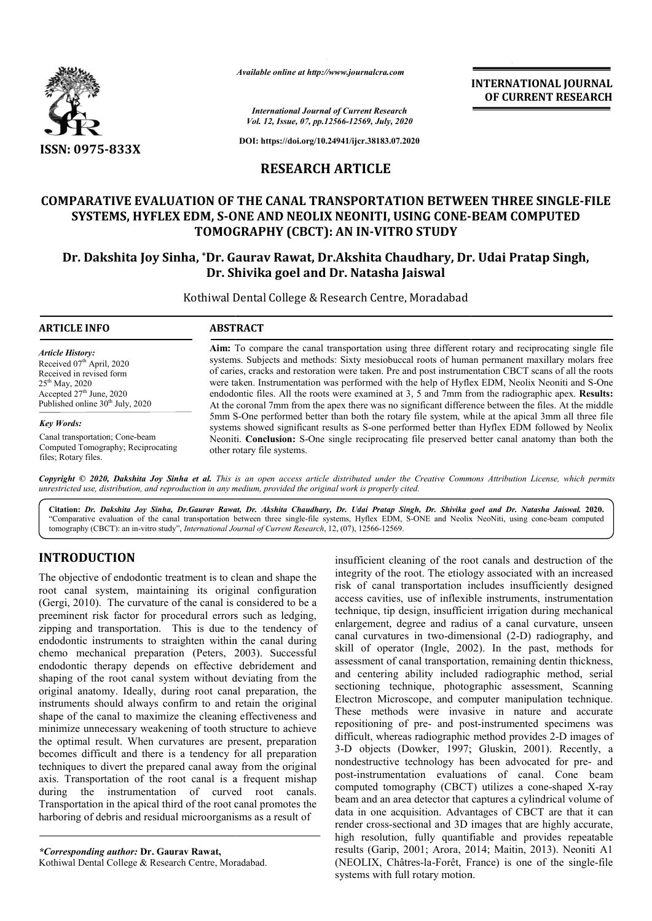*Available online at http://www.journalcra.com*

*International Journal of Current Research*
*Vol. 12, Issue, 07, pp.12566-12569, July, 2020*

**DOI: https://doi.org/10.24941/ijcr.38183.07.2020**

**ISSN: 0975-833X**

**INTERNATIONAL JOURNAL OF CURRENT RESEARCH**

**RESEARCH ARTICLE**

# COMPARATIVE EVALUATION OF THE CANAL TRANSPORTATION BETWEEN THREE SINGLE-FILE SYSTEMS, HYFLEX EDM, S-ONE AND NEOLIX NEONITI, USING CONE-BEAM COMPUTED TOMOGRAPHY (CBCT): AN IN-VITRO STUDY

**Dr. Dakshita Joy Sinha, \*Dr. Gaurav Rawat, Dr.Akshita Chaudhary, Dr. Udai Pratap Singh, Dr. Shivika goel and Dr. Natasha Jaiswal**

Kothiwal Dental College & Research Centre, Moradabad

**ARTICLE INFO**

*Article History:*
Received 07[th] April, 2020
Received in revised form
25[th] May, 2020
Accepted 27[th] June, 2020
Published online 30[th] July, 2020

*Key Words:*
Canal transportation; Cone-beam Computed Tomography; Reciprocating files; Rotary files.

**ABSTRACT**

**Aim:** To compare the canal transportation using three different rotary and reciprocating single file systems. Subjects and methods: Sixty mesiobuccal roots of human permanent maxillary molars free of caries, cracks and restoration were taken. Pre and post instrumentation CBCT scans of all the roots were taken. Instrumentation was performed with the help of Hyflex EDM, Neolix Neoniti and S-One endodontic files. All the roots were examined at 3, 5 and 7mm from the radiographic apex. **Results:** At the coronal 7mm from the apex there was no significant difference between the files. At the middle 5mm S-One performed better than both the rotary file system, while at the apical 3mm all three file systems showed significant results as S-one performed better than Hyflex EDM followed by Neolix Neoniti. **Conclusion:** S-One single reciprocating file preserved better canal anatomy than both the other rotary file systems.

*Copyright © 2020, Dakshita Joy Sinha et al. This is an open access article distributed under the Creative Commons Attribution License, which permits unrestricted use, distribution, and reproduction in any medium, provided the original work is properly cited.*

**Citation:** *Dr. Dakshita Joy Sinha, Dr.Gaurav Rawat, Dr. Akshita Chaudhary, Dr. Udai Pratap Singh, Dr. Shivika goel and Dr. Natasha Jaiswal.* **2020.** "Comparative evaluation of the canal transportation between three single-file systems, Hyflex EDM, S-ONE and Neolix NeoNiti, using cone-beam computed tomography (CBCT): an in-vitro study", *International Journal of Current Research*, 12, (07), 12566-12569.

## INTRODUCTION

The objective of endodontic treatment is to clean and shape the root canal system, maintaining its original configuration (Gergi, 2010). The curvature of the canal is considered to be a preeminent risk factor for procedural errors such as ledging, zipping and transportation. This is due to the tendency of endodontic instruments to straighten within the canal during chemo mechanical preparation (Peters, 2003). Successful endodontic therapy depends on effective debridement and shaping of the root canal system without deviating from the original anatomy. Ideally, during root canal preparation, the instruments should always confirm to and retain the original shape of the canal to maximize the cleaning effectiveness and minimize unnecessary weakening of tooth structure to achieve the optimal result. When curvatures are present, preparation becomes difficult and there is a tendency for all preparation techniques to divert the prepared canal away from the original axis. Transportation of the root canal is a frequent mishap during the instrumentation of curved root canals. Transportation in the apical third of the root canal promotes the harboring of debris and residual microorganisms as a result of insufficient cleaning of the root canals and destruction of the integrity of the root. The etiology associated with an increased risk of canal transportation includes insufficiently designed access cavities, use of inflexible instruments, instrumentation technique, tip design, insufficient irrigation during mechanical enlargement, degree and radius of a canal curvature, unseen canal curvatures in two-dimensional (2-D) radiography, and skill of operator (Ingle, 2002). In the past, methods for assessment of canal transportation, remaining dentin thickness, and centering ability included radiographic method, serial sectioning technique, photographic assessment, Scanning Electron Microscope, and computer manipulation technique. These methods were invasive in nature and accurate repositioning of pre- and post-instrumented specimens was difficult, whereas radiographic method provides 2-D images of 3-D objects (Dowker, 1997; Gluskin, 2001). Recently, a nondestructive technology has been advocated for pre- and post-instrumentation evaluations of canal. Cone beam computed tomography (CBCT) utilizes a cone-shaped X-ray beam and an area detector that captures a cylindrical volume of data in one acquisition. Advantages of CBCT are that it can render cross-sectional and 3D images that are highly accurate, high resolution, fully quantifiable and provides repeatable results (Garip, 2001; Arora, 2014; Maitin, 2013). Neoniti A1 (NEOLIX, Châtres-la-Forêt, France) is one of the single-file systems with full rotary motion.

*\*Corresponding author:* **Dr. Gaurav Rawat,**
Kothiwal Dental College & Research Centre, Moradabad.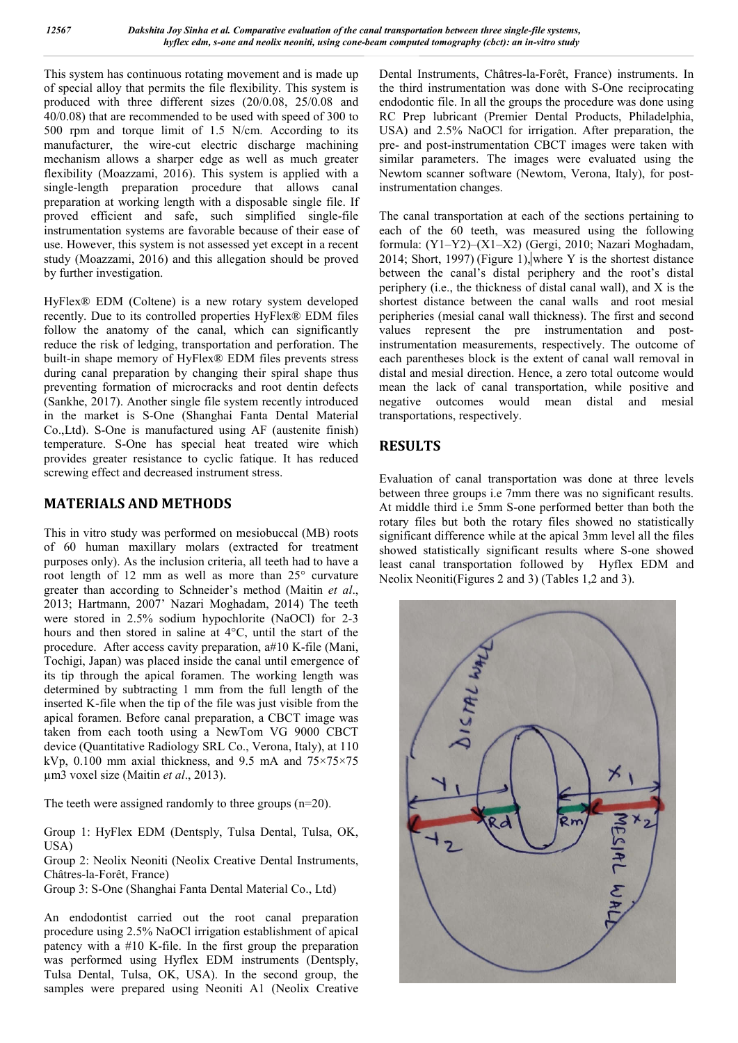This system has continuous rotating movement and is made up of special alloy that permits the file flexibility. This system is produced with three different sizes (20/0.08, 25/0.08 and 40/0.08) that are recommended to be used with speed of 300 to 500 rpm and torque limit of 1.5 N/cm. According to its manufacturer, the wire-cut electric discharge machining mechanism allows a sharper edge as well as much greater flexibility (Moazzami, 2016). This system is applied with a single-length preparation procedure that allows canal preparation at working length with a disposable single file. If proved efficient and safe, such simplified single-file instrumentation systems are favorable because of their ease of use. However, this system is not assessed yet except in a recent study (Moazzami, 2016) and this allegation should be proved by further investigation.

HyFlex® EDM (Coltene) is a new rotary system developed recently. Due to its controlled properties HyFlex® EDM files follow the anatomy of the canal, which can significantly reduce the risk of ledging, transportation and perforation. The built-in shape memory of HyFlex® EDM files prevents stress during canal preparation by changing their spiral shape thus preventing formation of microcracks and root dentin defects (Sankhe, 2017). Another single file system recently introduced in the market is S-One (Shanghai Fanta Dental Material Co.,Ltd). S-One is manufactured using AF (austenite finish) temperature. S-One has special heat treated wire which provides greater resistance to cyclic fatique. It has reduced screwing effect and decreased instrument stress.

## MATERIALS AND METHODS

This in vitro study was performed on mesiobuccal (MB) roots of 60 human maxillary molars (extracted for treatment purposes only). As the inclusion criteria, all teeth had to have a root length of 12 mm as well as more than 25° curvature greater than according to Schneider's method (Maitin *et al*., 2013; Hartmann, 2007' Nazari Moghadam, 2014) The teeth were stored in 2.5% sodium hypochlorite (NaOCl) for 2-3 hours and then stored in saline at 4°C, until the start of the procedure. After access cavity preparation, a#10 K-file (Mani, Tochigi, Japan) was placed inside the canal until emergence of its tip through the apical foramen. The working length was determined by subtracting 1 mm from the full length of the inserted K-file when the tip of the file was just visible from the apical foramen. Before canal preparation, a CBCT image was taken from each tooth using a NewTom VG 9000 CBCT device (Quantitative Radiology SRL Co., Verona, Italy), at 110 kVp, 0.100 mm axial thickness, and 9.5 mA and 75×75×75 µm3 voxel size (Maitin *et al*., 2013).

The teeth were assigned randomly to three groups (n=20).

Group 1: HyFlex EDM (Dentsply, Tulsa Dental, Tulsa, OK, USA)
Group 2: Neolix Neoniti (Neolix Creative Dental Instruments, Châtres-la-Forêt, France)
Group 3: S-One (Shanghai Fanta Dental Material Co., Ltd)

An endodontist carried out the root canal preparation procedure using 2.5% NaOCl irrigation establishment of apical patency with a #10 K-file. In the first group the preparation was performed using Hyflex EDM instruments (Dentsply, Tulsa Dental, Tulsa, OK, USA). In the second group, the samples were prepared using Neoniti A1 (Neolix Creative Dental Instruments, Châtres-la-Forêt, France) instruments. In the third instrumentation was done with S-One reciprocating endodontic file. In all the groups the procedure was done using RC Prep lubricant (Premier Dental Products, Philadelphia, USA) and 2.5% NaOCl for irrigation. After preparation, the pre- and post-instrumentation CBCT images were taken with similar parameters. The images were evaluated using the Newtom scanner software (Newtom, Verona, Italy), for post-instrumentation changes.

The canal transportation at each of the sections pertaining to each of the 60 teeth, was measured using the following formula: (Y1–Y2)–(X1–X2) (Gergi, 2010; Nazari Moghadam, 2014; Short, 1997) (Figure 1), where Y is the shortest distance between the canal's distal periphery and the root's distal periphery (i.e., the thickness of distal canal wall), and X is the shortest distance between the canal walls and root mesial peripheries (mesial canal wall thickness). The first and second values represent the pre instrumentation and post-instrumentation measurements, respectively. The outcome of each parentheses block is the extent of canal wall removal in distal and mesial direction. Hence, a zero total outcome would mean the lack of canal transportation, while positive and negative outcomes would mean distal and mesial transportations, respectively.

## RESULTS

Evaluation of canal transportation was done at three levels between three groups i.e 7mm there was no significant results. At middle third i.e 5mm S-one performed better than both the rotary files but both the rotary files showed no statistically significant difference while at the apical 3mm level all the files showed statistically significant results where S-one showed least canal transportation followed by Hyflex EDM and Neolix Neoniti(Figures 2 and 3) (Tables 1,2 and 3).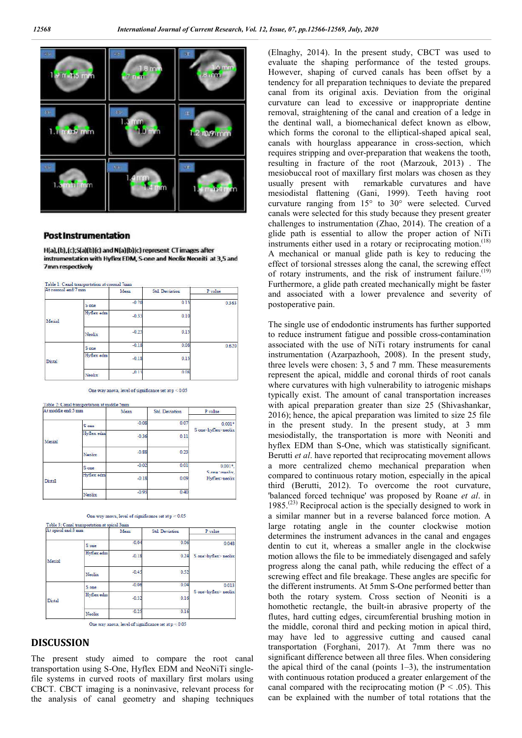## Post Instrumentation

H(a),(b),(c);S(a)(b)(c) and N(a)(b)(c) represent CT images after instrumentation with Hyflex EDM, S-one and Neolix Neoniti at 3,5 and 7mm respectively

Table 1: Canal transportation at coronal 7mm

| At coronal end:7 mm | | Mean | Std. Deviation | P value |
|---|---|---|---|---|
| Mesial | S one | -0.20 | 0.13 | 0.363 |
| | Hyflex edm | -0.33 | 0.10 | |
| | Neolix | -0.25 | 0.15 | |
| Distal | S one | -0.18 | 0.08 | 0.620 |
| | Hyflex edm | -0.18 | 0.13 | |
| | Neolix | -0.13 | 0.08 | |

One way anova, level of significance set at p < 0.05

Table 2: Canal transportation at middle 5mm

| At middle end:5 mm | | Mean | Std. Deviation | P value |
|---|---|---|---|---|
| Mesial | S one | -0.08 | 0.07 | 0.001* S one>hyflex>neolix |
| | Hyflex edm | -0.36 | 0.11 | |
| | Neolix | -0.88 | 0.23 | |
| Distal | S one | -0.02 | 0.01 | 0.001*, S one>neolix, Hyflex>neolix |
| | Hyflex edm | -0.18 | 0.09 | |
| | Neolix | -0.93 | 0.40 | |

One way anova, level of significance set at p < 0.05

Table 3: Canal transportation at apical 3mm

| At apical end:3 mm | | Mean | Std. Deviation | P value |
|---|---|---|---|---|
| Mesial | S one | -0.04 | 0.06 | 0.048 S one>hyflex> neolix |
| | Hyflex edm | -0.18 | 0.24 | |
| | Neolix | -0.45 | 0.52 | |
| Distal | S one | -0.06 | 0.04 | 0.013 S one>hyflex> neolix |
| | Hyflex edm | -0.32 | 0.16 | |
| | Neolix | -0.25 | 0.16 | |

One way anova, level of significance set at p < 0.05

# DISCUSSION

The present study aimed to compare the root canal transportation using S-One, Hyflex EDM and NeoNiTi single-file systems in curved roots of maxillary first molars using CBCT. CBCT imaging is a noninvasive, relevant process for the analysis of canal geometry and shaping techniques (Elnaghy, 2014). In the present study, CBCT was used to evaluate the shaping performance of the tested groups. However, shaping of curved canals has been offset by a tendency for all preparation techniques to deviate the prepared canal from its original axis. Deviation from the original curvature can lead to excessive or inappropriate dentine removal, straightening of the canal and creation of a ledge in the dentinal wall, a biomechanical defect known as elbow, which forms the coronal to the elliptical-shaped apical seal, canals with hourglass appearance in cross-section, which requires stripping and over-preparation that weakens the tooth, resulting in fracture of the root (Marzouk, 2013) . The mesiobuccal root of maxillary first molars was chosen as they usually present with remarkable curvatures and have mesiodistal flattening (Gani, 1999). Teeth having root curvature ranging from 15° to 30° were selected. Curved canals were selected for this study because they present greater challenges to instrumentation (Zhao, 2014). The creation of a glide path is essential to allow the proper action of NiTi instruments either used in a rotary or reciprocating motion.[18] A mechanical or manual glide path is key to reducing the effect of torsional stresses along the canal, the screwing effect of rotary instruments, and the risk of instrument failure.[19] Furthermore, a glide path created mechanically might be faster and associated with a lower prevalence and severity of postoperative pain.

The single use of endodontic instruments has further supported to reduce instrument fatigue and possible cross-contamination associated with the use of NiTi rotary instruments for canal instrumentation (Azarpazhooh, 2008). In the present study, three levels were chosen: 3, 5 and 7 mm. These measurements represent the apical, middle and coronal thirds of root canals where curvatures with high vulnerability to iatrogenic mishaps typically exist. The amount of canal transportation increases with apical preparation greater than size 25 (Shivashankar, 2016); hence, the apical preparation was limited to size 25 file in the present study. In the present study, at 3 mm mesiodistally, the transportation is more with Neoniti and hyflex EDM than S-One, which was statistically significant. Berutti *et al*. have reported that reciprocating movement allows a more centralized chemo mechanical preparation when compared to continuous rotary motion, especially in the apical third (Berutti, 2012). To overcome the root curvature, 'balanced forced technique' was proposed by Roane *et al*. in 1985.[23] Reciprocal action is the specially designed to work in a similar manner but in a reverse balanced force motion. A large rotating angle in the counter clockwise motion determines the instrument advances in the canal and engages dentin to cut it, whereas a smaller angle in the clockwise motion allows the file to be immediately disengaged and safely progress along the canal path, while reducing the effect of a screwing effect and file breakage. These angles are specific for the different instruments. At 5mm S-One performed better than both the rotary system. Cross section of Neoniti is a homothetic rectangle, the built-in abrasive property of the flutes, hard cutting edges, circumferential brushing motion in the middle, coronal third and pecking motion in apical third, may have led to aggressive cutting and caused canal transportation (Forghani, 2017). At 7mm there was no significant difference between all three files. When considering the apical third of the canal (points 1–3), the instrumentation with continuous rotation produced a greater enlargement of the canal compared with the reciprocating motion ($P < .05$). This can be explained with the number of total rotations that the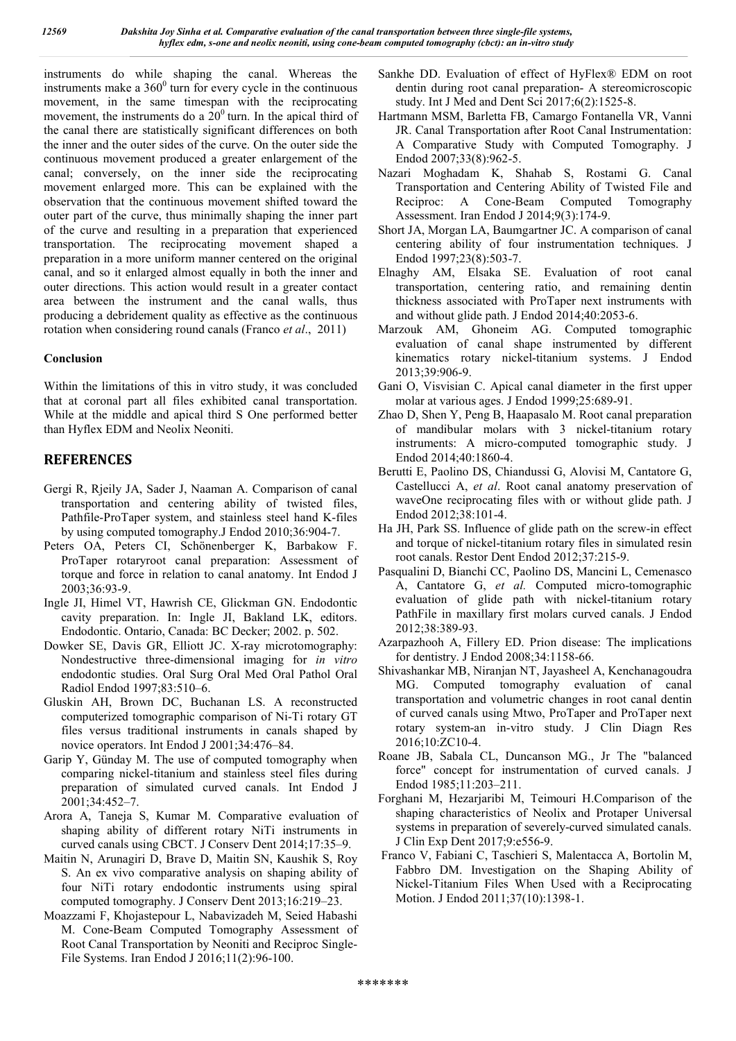instruments do while shaping the canal. Whereas the instruments make a $360^0$ turn for every cycle in the continuous movement, in the same timespan with the reciprocating movement, the instruments do a $20^0$ turn. In the apical third of the canal there are statistically significant differences on both the inner and the outer sides of the curve. On the outer side the continuous movement produced a greater enlargement of the canal; conversely, on the inner side the reciprocating movement enlarged more. This can be explained with the observation that the continuous movement shifted toward the outer part of the curve, thus minimally shaping the inner part of the curve and resulting in a preparation that experienced transportation. The reciprocating movement shaped a preparation in a more uniform manner centered on the original canal, and so it enlarged almost equally in both the inner and outer directions. This action would result in a greater contact area between the instrument and the canal walls, thus producing a debridement quality as effective as the continuous rotation when considering round canals (Franco *et al*., 2011)

### Conclusion

Within the limitations of this in vitro study, it was concluded that at coronal part all files exhibited canal transportation. While at the middle and apical third S One performed better than Hyflex EDM and Neolix Neoniti.

## REFERENCES

Gergi R, Rjeily JA, Sader J, Naaman A. Comparison of canal transportation and centering ability of twisted files, Pathfile-ProTaper system, and stainless steel hand K-files by using computed tomography.J Endod 2010;36:904-7.

Peters OA, Peters CI, Schönenberger K, Barbakow F. ProTaper rotaryroot canal preparation: Assessment of torque and force in relation to canal anatomy. Int Endod J 2003;36:93-9.

Ingle JI, Himel VT, Hawrish CE, Glickman GN. Endodontic cavity preparation. In: Ingle JI, Bakland LK, editors. Endodontic. Ontario, Canada: BC Decker; 2002. p. 502.

Dowker SE, Davis GR, Elliott JC. X-ray microtomography: Nondestructive three-dimensional imaging for *in vitro* endodontic studies. Oral Surg Oral Med Oral Pathol Oral Radiol Endod 1997;83:510–6.

Gluskin AH, Brown DC, Buchanan LS. A reconstructed computerized tomographic comparison of Ni-Ti rotary GT files versus traditional instruments in canals shaped by novice operators. Int Endod J 2001;34:476–84.

Garip Y, Günday M. The use of computed tomography when comparing nickel-titanium and stainless steel files during preparation of simulated curved canals. Int Endod J 2001;34:452–7.

Arora A, Taneja S, Kumar M. Comparative evaluation of shaping ability of different rotary NiTi instruments in curved canals using CBCT. J Conserv Dent 2014;17:35–9.

Maitin N, Arunagiri D, Brave D, Maitin SN, Kaushik S, Roy S. An ex vivo comparative analysis on shaping ability of four NiTi rotary endodontic instruments using spiral computed tomography. J Conserv Dent 2013;16:219–23.

Moazzami F, Khojastepour L, Nabavizadeh M, Seied Habashi M. Cone-Beam Computed Tomography Assessment of Root Canal Transportation by Neoniti and Reciproc Single-File Systems. Iran Endod J 2016;11(2):96-100.

Sankhe DD. Evaluation of effect of HyFlex® EDM on root dentin during root canal preparation- A stereomicroscopic study. Int J Med and Dent Sci 2017;6(2):1525-8.

Hartmann MSM, Barletta FB, Camargo Fontanella VR, Vanni JR. Canal Transportation after Root Canal Instrumentation: A Comparative Study with Computed Tomography. J Endod 2007;33(8):962-5.

Nazari Moghadam K, Shahab S, Rostami G. Canal Transportation and Centering Ability of Twisted File and Reciproc: A Cone-Beam Computed Tomography Assessment. Iran Endod J 2014;9(3):174-9.

Short JA, Morgan LA, Baumgartner JC. A comparison of canal centering ability of four instrumentation techniques. J Endod 1997;23(8):503-7.

Elnaghy AM, Elsaka SE. Evaluation of root canal transportation, centering ratio, and remaining dentin thickness associated with ProTaper next instruments with and without glide path. J Endod 2014;40:2053-6.

Marzouk AM, Ghoneim AG. Computed tomographic evaluation of canal shape instrumented by different kinematics rotary nickel-titanium systems. J Endod 2013;39:906-9.

Gani O, Visvisian C. Apical canal diameter in the first upper molar at various ages. J Endod 1999;25:689-91.

Zhao D, Shen Y, Peng B, Haapasalo M. Root canal preparation of mandibular molars with 3 nickel-titanium rotary instruments: A micro-computed tomographic study. J Endod 2014;40:1860-4.

Berutti E, Paolino DS, Chiandussi G, Alovisi M, Cantatore G, Castellucci A, *et al*. Root canal anatomy preservation of waveOne reciprocating files with or without glide path. J Endod 2012;38:101-4.

Ha JH, Park SS. Influence of glide path on the screw-in effect and torque of nickel-titanium rotary files in simulated resin root canals. Restor Dent Endod 2012;37:215-9.

Pasqualini D, Bianchi CC, Paolino DS, Mancini L, Cemenasco A, Cantatore G, *et al.* Computed micro-tomographic evaluation of glide path with nickel-titanium rotary PathFile in maxillary first molars curved canals. J Endod 2012;38:389-93.

Azarpazhooh A, Fillery ED. Prion disease: The implications for dentistry. J Endod 2008;34:1158-66.

Shivashankar MB, Niranjan NT, Jayasheel A, Kenchanagoudra MG. Computed tomography evaluation of canal transportation and volumetric changes in root canal dentin of curved canals using Mtwo, ProTaper and ProTaper next rotary system-an in-vitro study. J Clin Diagn Res 2016;10:ZC10-4.

Roane JB, Sabala CL, Duncanson MG., Jr The "balanced force" concept for instrumentation of curved canals. J Endod 1985;11:203–211.

Forghani M, Hezarjaribi M, Teimouri H.Comparison of the shaping characteristics of Neolix and Protaper Universal systems in preparation of severely-curved simulated canals. J Clin Exp Dent 2017;9:e556-9.

Franco V, Fabiani C, Taschieri S, Malentacca A, Bortolin M, Fabbro DM. Investigation on the Shaping Ability of Nickel-Titanium Files When Used with a Reciprocating Motion. J Endod 2011;37(10):1398-1.

\*\*\*\*\*\*\*